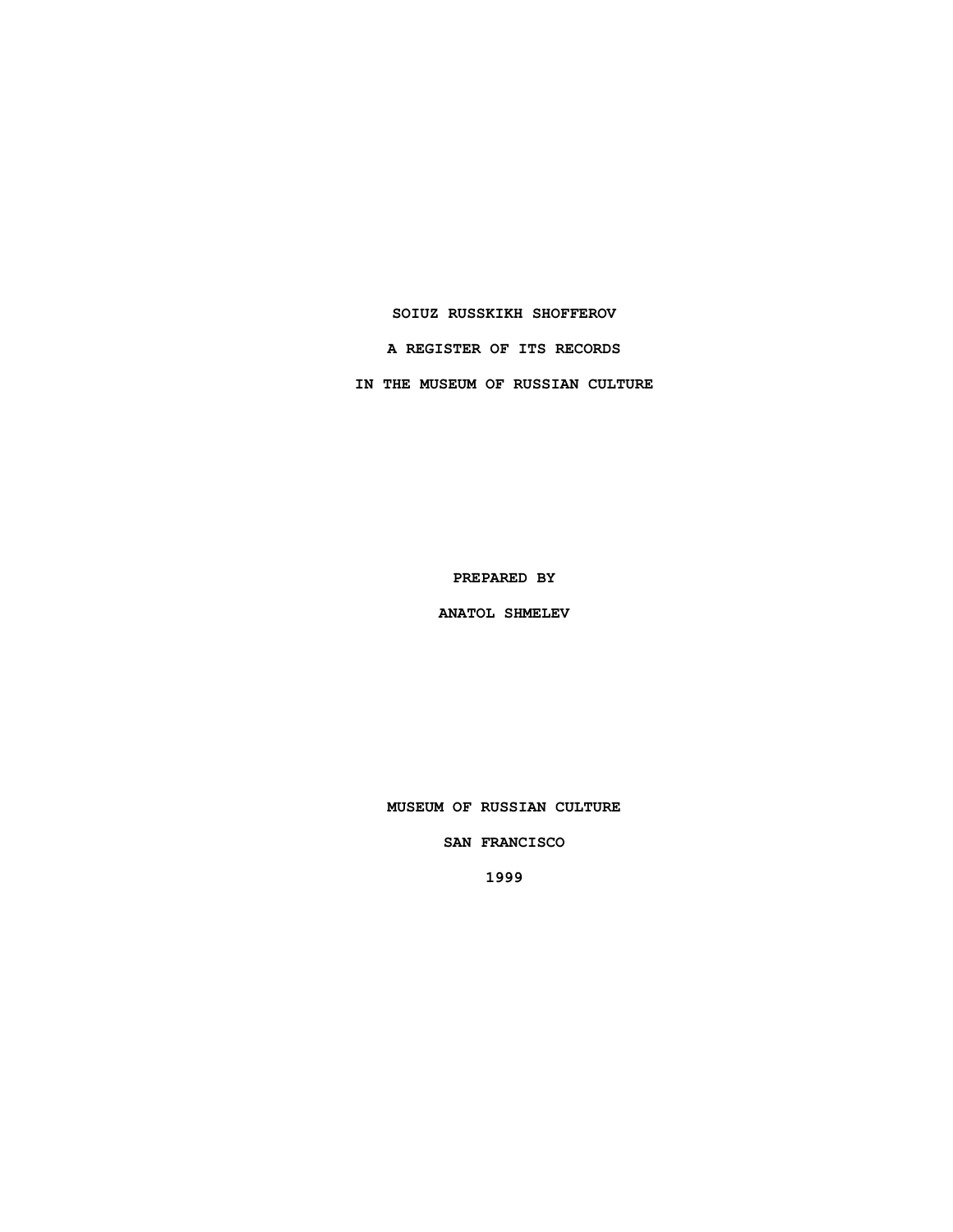# SOIUZ RUSSKIKH SHOFFEROV

## A REGISTER OF ITS RECORDS

## IN THE MUSEUM OF RUSSIAN CULTURE

PREPARED BY

ANATOL SHMELEV

MUSEUM OF RUSSIAN CULTURE

SAN FRANCISCO

1999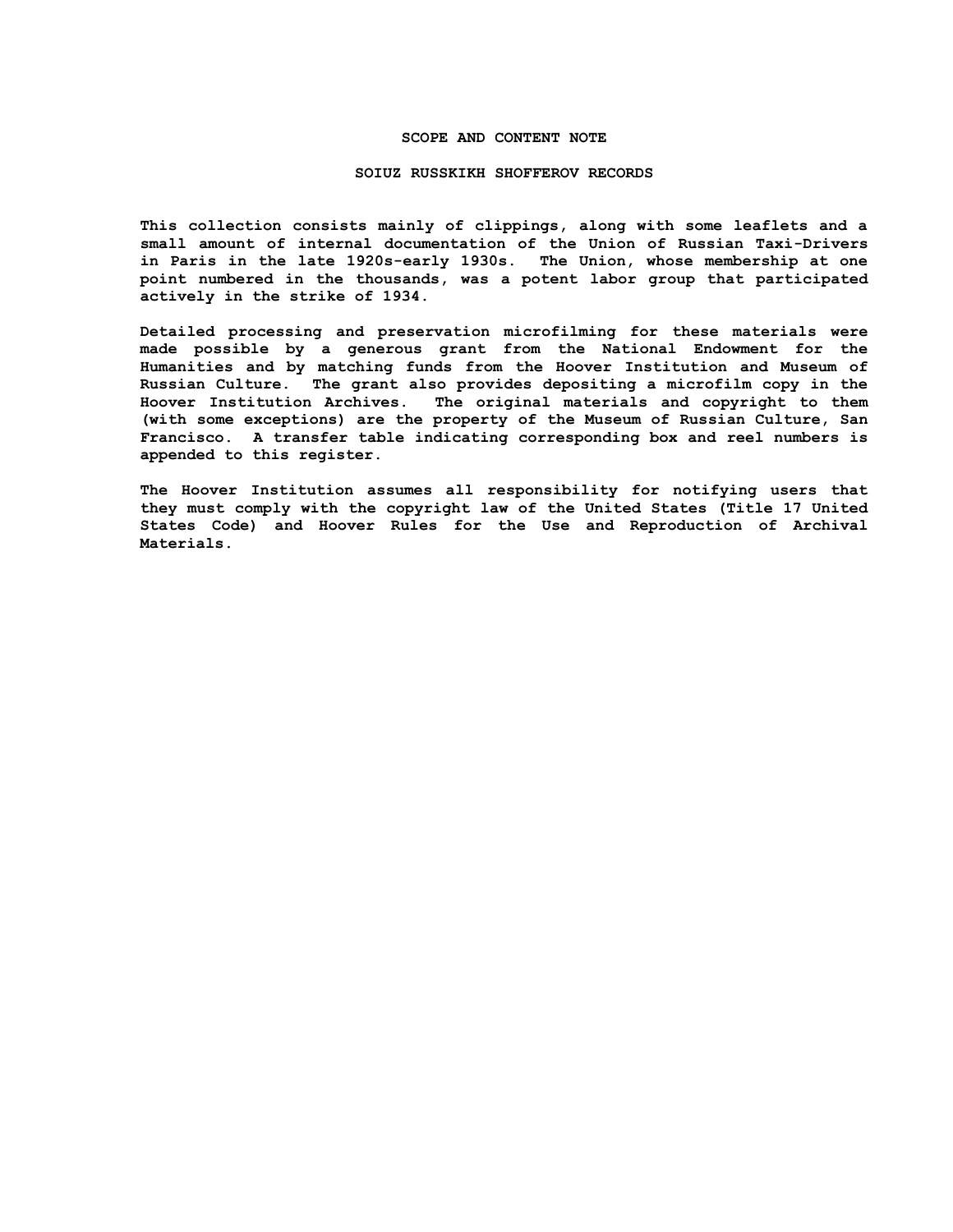# SCOPE AND CONTENT NOTE

## SOIUZ RUSSKIKH SHOFFEROV RECORDS

This collection consists mainly of clippings, along with some leaflets and a small amount of internal documentation of the Union of Russian Taxi-Drivers in Paris in the late 1920s-early 1930s. The Union, whose membership at one point numbered in the thousands, was a potent labor group that participated actively in the strike of 1934.

Detailed processing and preservation microfilming for these materials were made possible by a generous grant from the National Endowment for the Humanities and by matching funds from the Hoover Institution and Museum of Russian Culture. The grant also provides depositing a microfilm copy in the Hoover Institution Archives. The original materials and copyright to them (with some exceptions) are the property of the Museum of Russian Culture, San Francisco. A transfer table indicating corresponding box and reel numbers is appended to this register.

The Hoover Institution assumes all responsibility for notifying users that they must comply with the copyright law of the United States (Title 17 United States Code) and Hoover Rules for the Use and Reproduction of Archival Materials.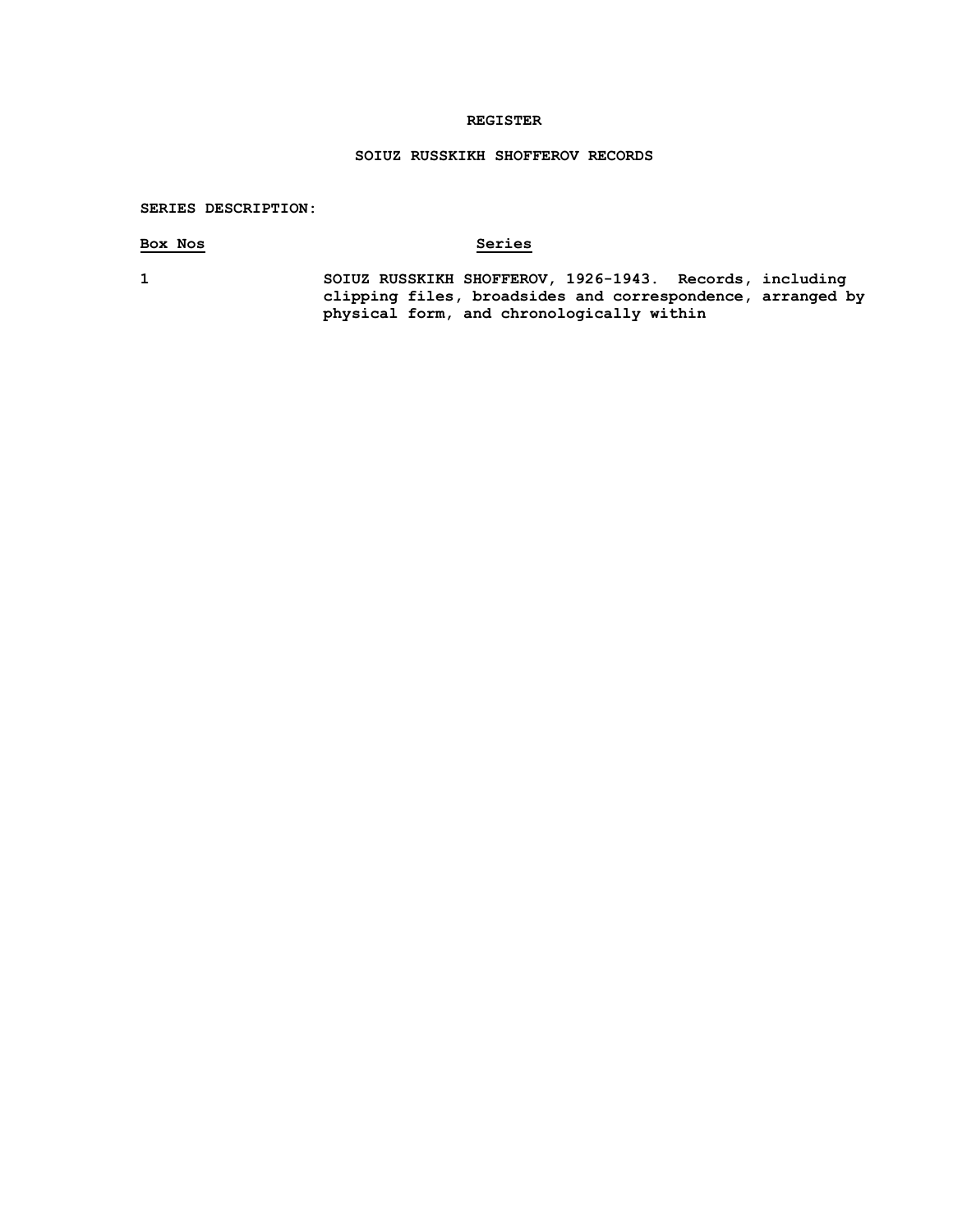# REGISTER

## SOIUZ RUSSKIKH SHOFFEROV RECORDS

**SERIES DESCRIPTION:**

| Box Nos | Series |
|---|---|
| 1 | SOIUZ RUSSKIKH SHOFFEROV, 1926-1943. Records, including clipping files, broadsides and correspondence, arranged by physical form, and chronologically within |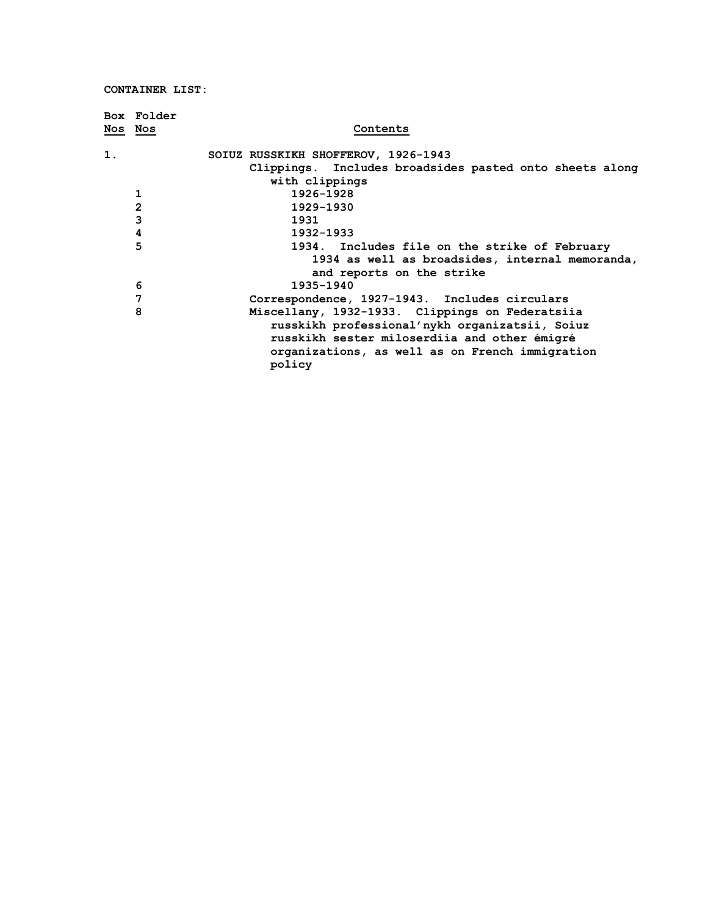**CONTAINER LIST:**

| Box Nos | Folder Nos | Contents |
| --- | --- | --- |
| 1. | | SOIUZ RUSSKIKH SHOFFEROV, 1926-1943 |
| | | Clippings. Includes broadsides pasted onto sheets along with clippings |
| | 1 | 1926-1928 |
| | 2 | 1929-1930 |
| | 3 | 1931 |
| | 4 | 1932-1933 |
| | 5 | 1934. Includes file on the strike of February 1934 as well as broadsides, internal memoranda, and reports on the strike |
| | 6 | 1935-1940 |
| | 7 | Correspondence, 1927-1943. Includes circulars |
| | 8 | Miscellany, 1932-1933. Clippings on Federatsiia russkikh professional'nykh organizatsii, Soiuz russkikh sester miloserdiia and other émigré organizations, as well as on French immigration policy |